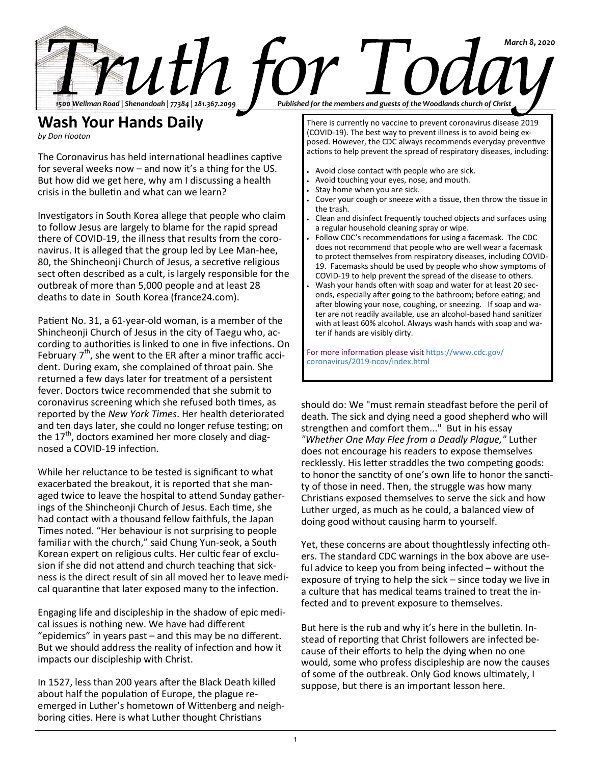# Truth for Today

March 8, 2020

1500 Wellman Road | Shenandoah | 77384 | 281.367.2099

Published for the members and guests of the Woodlands church of Christ

## Wash Your Hands Daily

*by Don Hooton*

The Coronavirus has held international headlines captive for several weeks now – and now it's a thing for the US. But how did we get here, why am I discussing a health crisis in the bulletin and what can we learn?

Investigators in South Korea allege that people who claim to follow Jesus are largely to blame for the rapid spread there of COVID-19, the illness that results from the coronavirus. It is alleged that the group led by Lee Man-hee, 80, the Shincheonji Church of Jesus, a secretive religious sect often described as a cult, is largely responsible for the outbreak of more than 5,000 people and at least 28 deaths to date in South Korea (france24.com).

Patient No. 31, a 61-year-old woman, is a member of the Shincheonji Church of Jesus in the city of Taegu who, according to authorities is linked to one in five infections. On February 7th, she went to the ER after a minor traffic accident. During exam, she complained of throat pain. She returned a few days later for treatment of a persistent fever. Doctors twice recommended that she submit to coronavirus screening which she refused both times, as reported by the *New York Times*. Her health deteriorated and ten days later, she could no longer refuse testing; on the 17th, doctors examined her more closely and diagnosed a COVID-19 infection.

While her reluctance to be tested is significant to what exacerbated the breakout, it is reported that she managed twice to leave the hospital to attend Sunday gatherings of the Shincheonji Church of Jesus. Each time, she had contact with a thousand fellow faithfuls, the Japan Times noted. "Her behaviour is not surprising to people familiar with the church," said Chung Yun-seok, a South Korean expert on religious cults. Her cultic fear of exclusion if she did not attend and church teaching that sickness is the direct result of sin all moved her to leave medical quarantine that later exposed many to the infection.

Engaging life and discipleship in the shadow of epic medical issues is nothing new. We have had different "epidemics" in years past – and this may be no different. But we should address the reality of infection and how it impacts our discipleship with Christ.

In 1527, less than 200 years after the Black Death killed about half the population of Europe, the plague reemerged in Luther's hometown of Wittenberg and neighboring cities. Here is what Luther thought Christians should do: We "must remain steadfast before the peril of death. The sick and dying need a good shepherd who will strengthen and comfort them..." But in his essay *"Whether One May Flee from a Deadly Plague,"* Luther does not encourage his readers to expose themselves recklessly. His letter straddles the two competing goods: to honor the sanctity of one's own life to honor the sanctity of those in need. Then, the struggle was how many Christians exposed themselves to serve the sick and how Luther urged, as much as he could, a balanced view of doing good without causing harm to yourself.

Yet, these concerns are about thoughtlessly infecting others. The standard CDC warnings in the box above are useful advice to keep you from being infected – without the exposure of trying to help the sick – since today we live in a culture that has medical teams trained to treat the infected and to prevent exposure to themselves.

But here is the rub and why it's here in the bulletin. Instead of reporting that Christ followers are infected because of their efforts to help the dying when no one would, some who profess discipleship are now the causes of some of the outbreak. Only God knows ultimately, I suppose, but there is an important lesson here.

---

There is currently no vaccine to prevent coronavirus disease 2019 (COVID-19). The best way to prevent illness is to avoid being exposed. However, the CDC always recommends everyday preventive actions to help prevent the spread of respiratory diseases, including:

- Avoid close contact with people who are sick.
- Avoid touching your eyes, nose, and mouth.
- Stay home when you are sick.
- Cover your cough or sneeze with a tissue, then throw the tissue in the trash.
- Clean and disinfect frequently touched objects and surfaces using a regular household cleaning spray or wipe.
- Follow CDC's recommendations for using a facemask. The CDC does not recommend that people who are well wear a facemask to protect themselves from respiratory diseases, including COVID-19. Facemasks should be used by people who show symptoms of COVID-19 to help prevent the spread of the disease to others.
- Wash your hands often with soap and water for at least 20 seconds, especially after going to the bathroom; before eating; and after blowing your nose, coughing, or sneezing. If soap and water are not readily available, use an alcohol-based hand sanitizer with at least 60% alcohol. Always wash hands with soap and water if hands are visibly dirty.

For more information please visit https://www.cdc.gov/coronavirus/2019-ncov/index.html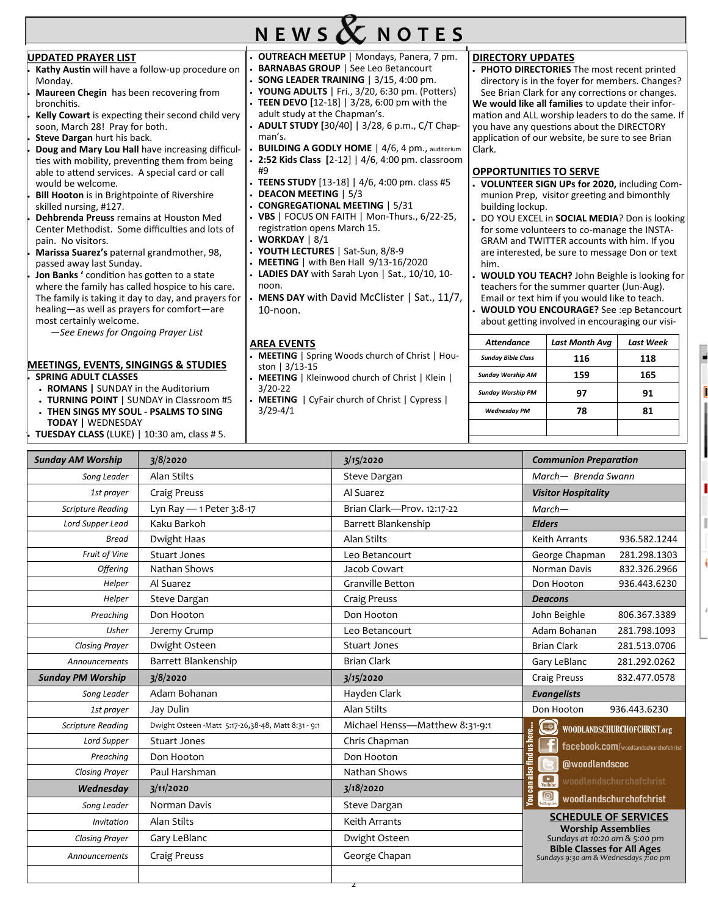# NEWS & NOTES

## UPDATED PRAYER LIST

- **Kathy Austin** will have a follow-up procedure on Monday.
- **Maureen Chegin** has been recovering from bronchitis.
- **Kelly Cowart** is expecting their second child very soon, March 28! Pray for both.
- **Steve Dargan** hurt his back.
- **Doug and Mary Lou Hall** have increasing difficulties with mobility, preventing them from being able to attend services. A special card or call would be welcome.
- **Bill Hooton** is in Brightpointe of Rivershire skilled nursing, #127.
- **Dehbrenda Preuss** remains at Houston Med Center Methodist. Some difficulties and lots of pain. No visitors.
- **Marissa Suarez's** paternal grandmother, 98, passed away last Sunday.
- **Jon Banks '** condition has gotten to a state where the family has called hospice to his care. The family is taking it day to day, and prayers for healing—as well as prayers for comfort—are most certainly welcome.

—*See Enews for Ongoing Prayer List*

## MEETINGS, EVENTS, SINGINGS & STUDIES

- **SPRING ADULT CLASSES**
  - **ROMANS |** SUNDAY in the Auditorium
  - **TURNING POINT** | SUNDAY in Classroom #5
  - **THEN SINGS MY SOUL - PSALMS TO SING TODAY |** WEDNESDAY
- **TUESDAY CLASS** (LUKE) | 10:30 am, class # 5.
- **OUTREACH MEETUP** | Mondays, Panera, 7 pm.
- **BARNABAS GROUP** | See Leo Betancourt
- **SONG LEADER TRAINING** | 3/15, 4:00 pm.
- **YOUNG ADULTS** | Fri., 3/20, 6:30 pm. (Potters)
- **TEEN DEVO** [12-18] | 3/28, 6:00 pm with the adult study at the Chapman's.
- **ADULT STUDY** [30/40] | 3/28, 6 p.m., C/T Chapman's.
- **BUILDING A GODLY HOME** | 4/6, 4 pm., auditorium
- **2:52 Kids Class** [2-12] | 4/6, 4:00 pm. classroom #9
- **TEENS STUDY** [13-18] | 4/6, 4:00 pm. class #5
- **DEACON MEETING** | 5/3
- **CONGREGATIONAL MEETING** | 5/31
- **VBS** | FOCUS ON FAITH | Mon-Thurs., 6/22-25, registration opens March 15.
- **WORKDAY** | 8/1
- **YOUTH LECTURES** | Sat-Sun, 8/8-9
- **MEETING** | with Ben Hall 9/13-16/2020
- **LADIES DAY** with Sarah Lyon | Sat., 10/10, 10-noon.
- **MENS DAY** with David McClister | Sat., 11/7, 10-noon.

## AREA EVENTS

- **MEETING** | Spring Woods church of Christ | Houston | 3/13-15
- **MEETING** | Kleinwood church of Christ | Klein | 3/20-22
- **MEETING** | CyFair church of Christ | Cypress | 3/29-4/1

## DIRECTORY UPDATES

- **PHOTO DIRECTORIES** The most recent printed directory is in the foyer for members. Changes? See Brian Clark for any corrections or changes.

**We would like all families** to update their information and ALL worship leaders to do the same. If you have any questions about the DIRECTORY application of our website, be sure to see Brian Clark.

## OPPORTUNITIES TO SERVE

- **VOLUNTEER SIGN UPs for 2020,** including Communion Prep, visitor greeting and bimonthly building lockup.
- DO YOU EXCEL in **SOCIAL MEDIA**? Don is looking for some volunteers to co-manage the INSTAGRAM and TWITTER accounts with him. If you are interested, be sure to message Don or text him.
- **WOULD YOU TEACH?** John Beighle is looking for teachers for the summer quarter (Jun-Aug). Email or text him if you would like to teach.
- **WOULD YOU ENCOURAGE?** See :ep Betancourt about getting involved in encouraging our visi-

| *Attendance* | *Last Month Avg* | *Last Week* |
|---|---|---|
| *Sunday Bible Class* | 116 | 118 |
| *Sunday Worship AM* | 159 | 165 |
| *Sunday Worship PM* | 97 | 91 |
| *Wednesday PM* | 78 | 81 |

| ***Sunday AM Worship*** | ***3/8/2020*** | ***3/15/2020*** |
|---|---|---|
| *Song Leader* | Alan Stilts | Steve Dargan |
| *1st prayer* | Craig Preuss | Al Suarez |
| *Scripture Reading* | Lyn Ray — 1 Peter 3:8-17 | Brian Clark—Prov. 12:17-22 |
| *Lord Supper Lead* | Kaku Barkoh | Barrett Blankenship |
| *Bread* | Dwight Haas | Alan Stilts |
| *Fruit of Vine* | Stuart Jones | Leo Betancourt |
| *Offering* | Nathan Shows | Jacob Cowart |
| *Helper* | Al Suarez | Granville Betton |
| *Helper* | Steve Dargan | Craig Preuss |
| *Preaching* | Don Hooton | Don Hooton |
| *Usher* | Jeremy Crump | Leo Betancourt |
| *Closing Prayer* | Dwight Osteen | Stuart Jones |
| *Announcements* | Barrett Blankenship | Brian Clark |
| ***Sunday PM Worship*** | ***3/8/2020*** | ***3/15/2020*** |
| *Song Leader* | Adam Bohanan | Hayden Clark |
| *1st prayer* | Jay Dulin | Alan Stilts |
| *Scripture Reading* | Dwight Osteen -Matt 5:17-26,38-48, Matt 8:31 - 9:1 | Michael Henss—Matthew 8:31-9:1 |
| *Lord Supper* | Stuart Jones | Chris Chapman |
| *Preaching* | Don Hooton | Don Hooton |
| *Closing Prayer* | Paul Harshman | Nathan Shows |
| ***Wednesday*** | ***3/11/2020*** | ***3/18/2020*** |
| *Song Leader* | Norman Davis | Steve Dargan |
| *Invitation* | Alan Stilts | Keith Arrants |
| *Closing Prayer* | Gary LeBlanc | Dwight Osteen |
| *Announcements* | Craig Preuss | George Chapan |

***Communion Preparation***

*March— Brenda Swann*

***Visitor Hospitality***

*March—*

| ***Elders*** | |
|---|---|
| Keith Arrants | 936.582.1244 |
| George Chapman | 281.298.1303 |
| Norman Davis | 832.326.2966 |
| Don Hooton | 936.443.6230 |
| ***Deacons*** | |
| John Beighle | 806.367.3389 |
| Adam Bohanan | 281.798.1093 |
| Brian Clark | 281.513.0706 |
| Gary LeBlanc | 281.292.0262 |
| Craig Preuss | 832.477.0578 |
| ***Evangelists*** | |
| Don Hooton | 936.443.6230 |

You can also find us here...

- WOODLANDSCHURCHOFCHRIST.org
- facebook.com/woodlandschurchofchrist
- @woodlandscoc
- woodlandschurchofchrist
- woodlandschurchofchrist

## SCHEDULE OF SERVICES

**Worship Assemblies**

*Sundays at 10:20 am & 5:00 pm*

**Bible Classes for All Ages**

*Sundays 9:30 am & Wednesdays 7:00 pm*